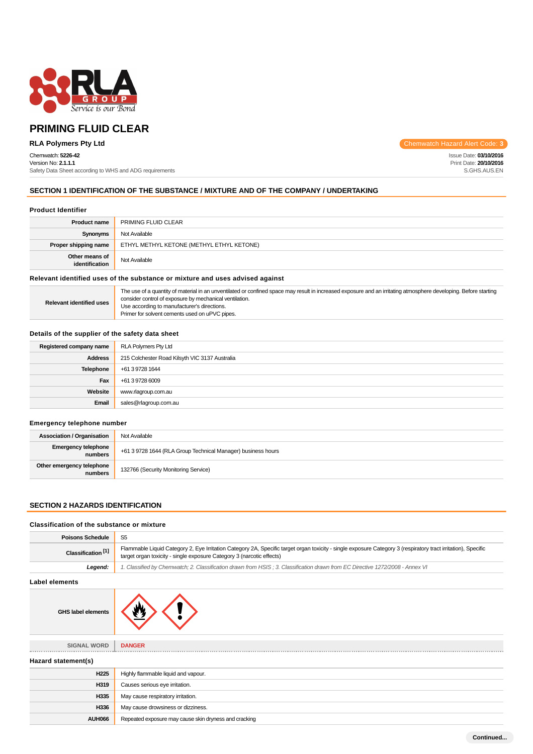# PRIMING FLUID CLEAR

**RLA Polymers Pty Ltd**

Chemwatch Hazard Alert Code: **3**

Chemwatch: **5226-42**
Version No: **2.1.1.1**
Safety Data Sheet according to WHS and ADG requirements

Issue Date: **03/10/2016**
Print Date: **20/10/2016**
S.GHS.AUS.EN

## SECTION 1 IDENTIFICATION OF THE SUBSTANCE / MIXTURE AND OF THE COMPANY / UNDERTAKING

### Product Identifier

| | |
|---|---|
| **Product name** | PRIMING FLUID CLEAR |
| **Synonyms** | Not Available |
| **Proper shipping name** | ETHYL METHYL KETONE (METHYL ETHYL KETONE) |
| **Other means of identification** | Not Available |

### Relevant identified uses of the substance or mixture and uses advised against

| | |
|---|---|
| **Relevant identified uses** | The use of a quantity of material in an unventilated or confined space may result in increased exposure and an irritating atmosphere developing. Before starting consider control of exposure by mechanical ventilation.<br>Use according to manufacturer's directions.<br>Primer for solvent cements used on uPVC pipes. |

### Details of the supplier of the safety data sheet

| | |
|---|---|
| **Registered company name** | RLA Polymers Pty Ltd |
| **Address** | 215 Colchester Road Kilsyth VIC 3137 Australia |
| **Telephone** | +61 3 9728 1644 |
| **Fax** | +61 3 9728 6009 |
| **Website** | www.rlagroup.com.au |
| **Email** | sales@rlagroup.com.au |

### Emergency telephone number

| | |
|---|---|
| **Association / Organisation** | Not Available |
| **Emergency telephone numbers** | +61 3 9728 1644 (RLA Group Technical Manager) business hours |
| **Other emergency telephone numbers** | 132766 (Security Monitoring Service) |

## SECTION 2 HAZARDS IDENTIFICATION

### Classification of the substance or mixture

| | |
|---|---|
| **Poisons Schedule** | S5 |
| **Classification [1]** | Flammable Liquid Category 2, Eye Irritation Category 2A, Specific target organ toxicity - single exposure Category 3 (respiratory tract irritation), Specific target organ toxicity - single exposure Category 3 (narcotic effects) |
| ***Legend:*** | *1. Classified by Chemwatch; 2. Classification drawn from HSIS ; 3. Classification drawn from EC Directive 1272/2008 - Annex VI* |

### Label elements

| | |
|---|---|
| **GHS label elements** | |
| **SIGNAL WORD** | **DANGER** |

### Hazard statement(s)

| | |
|---|---|
| **H225** | Highly flammable liquid and vapour. |
| **H319** | Causes serious eye irritation. |
| **H335** | May cause respiratory irritation. |
| **H336** | May cause drowsiness or dizziness. |
| **AUH066** | Repeated exposure may cause skin dryness and cracking |

**Continued...**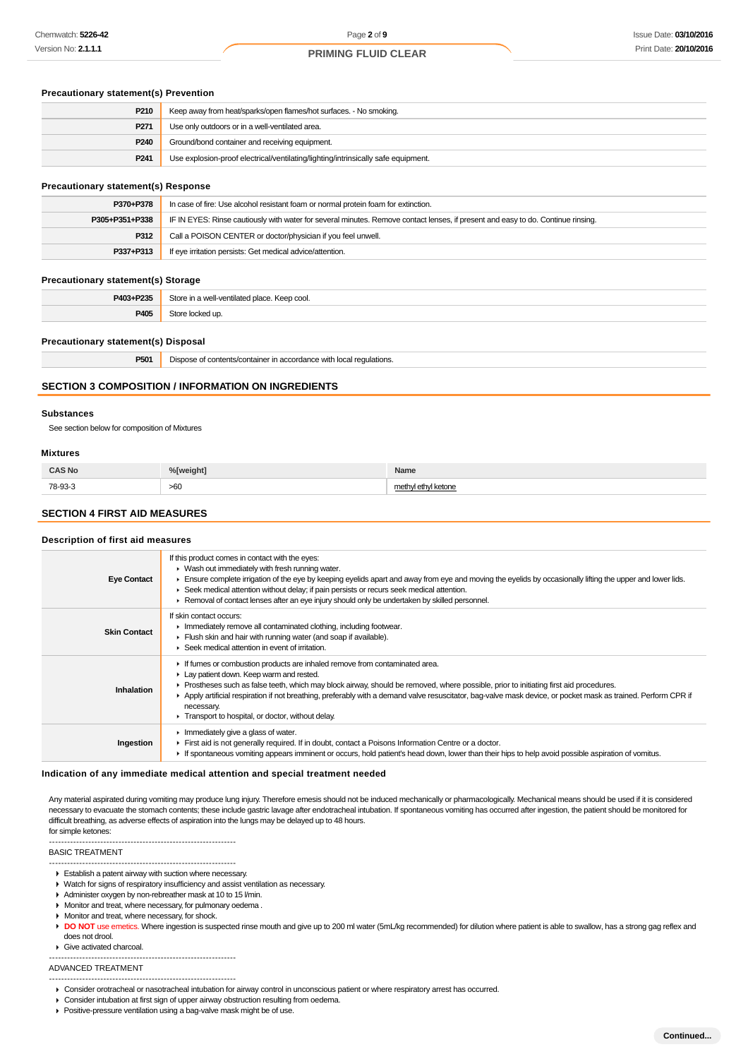### Precautionary statement(s) Prevention

| | |
|---|---|
| P210 | Keep away from heat/sparks/open flames/hot surfaces. - No smoking. |
| P271 | Use only outdoors or in a well-ventilated area. |
| P240 | Ground/bond container and receiving equipment. |
| P241 | Use explosion-proof electrical/ventilating/lighting/intrinsically safe equipment. |

### Precautionary statement(s) Response

| | |
|---|---|
| P370+P378 | In case of fire: Use alcohol resistant foam or normal protein foam for extinction. |
| P305+P351+P338 | IF IN EYES: Rinse cautiously with water for several minutes. Remove contact lenses, if present and easy to do. Continue rinsing. |
| P312 | Call a POISON CENTER or doctor/physician if you feel unwell. |
| P337+P313 | If eye irritation persists: Get medical advice/attention. |

### Precautionary statement(s) Storage

| | |
|---|---|
| P403+P235 | Store in a well-ventilated place. Keep cool. |
| P405 | Store locked up. |

### Precautionary statement(s) Disposal

| | |
|---|---|
| P501 | Dispose of contents/container in accordance with local regulations. |

## SECTION 3 COMPOSITION / INFORMATION ON INGREDIENTS

### Substances

See section below for composition of Mixtures

### Mixtures

| CAS No | %[weight] | Name |
|---|---|---|
| 78-93-3 | >60 | methyl ethyl ketone |

## SECTION 4 FIRST AID MEASURES

### Description of first aid measures

| | |
|---|---|
| Eye Contact | If this product comes in contact with the eyes:<br>▸ Wash out immediately with fresh running water.<br>▸ Ensure complete irrigation of the eye by keeping eyelids apart and away from eye and moving the eyelids by occasionally lifting the upper and lower lids.<br>▸ Seek medical attention without delay; if pain persists or recurs seek medical attention.<br>▸ Removal of contact lenses after an eye injury should only be undertaken by skilled personnel. |
| Skin Contact | If skin contact occurs:<br>▸ Immediately remove all contaminated clothing, including footwear.<br>▸ Flush skin and hair with running water (and soap if available).<br>▸ Seek medical attention in event of irritation. |
| Inhalation | ▸ If fumes or combustion products are inhaled remove from contaminated area.<br>▸ Lay patient down. Keep warm and rested.<br>▸ Prostheses such as false teeth, which may block airway, should be removed, where possible, prior to initiating first aid procedures.<br>▸ Apply artificial respiration if not breathing, preferably with a demand valve resuscitator, bag-valve mask device, or pocket mask as trained. Perform CPR if necessary.<br>▸ Transport to hospital, or doctor, without delay. |
| Ingestion | ▸ Immediately give a glass of water.<br>▸ First aid is not generally required. If in doubt, contact a Poisons Information Centre or a doctor.<br>▸ If spontaneous vomiting appears imminent or occurs, hold patient's head down, lower than their hips to help avoid possible aspiration of vomitus. |

### Indication of any immediate medical attention and special treatment needed

Any material aspirated during vomiting may produce lung injury. Therefore emesis should not be induced mechanically or pharmacologically. Mechanical means should be used if it is considered necessary to evacuate the stomach contents; these include gastric lavage after endotracheal intubation. If spontaneous vomiting has occurred after ingestion, the patient should be monitored for difficult breathing, as adverse effects of aspiration into the lungs may be delayed up to 48 hours.
for simple ketones:

--------------------------------------------------------------

BASIC TREATMENT

--------------------------------------------------------------

- Establish a patent airway with suction where necessary.
- Watch for signs of respiratory insufficiency and assist ventilation as necessary.
- Administer oxygen by non-rebreather mask at 10 to 15 l/min.
- Monitor and treat, where necessary, for pulmonary oedema .
- Monitor and treat, where necessary, for shock.
- **DO NOT** use emetics. Where ingestion is suspected rinse mouth and give up to 200 ml water (5mL/kg recommended) for dilution where patient is able to swallow, has a strong gag reflex and does not drool.
- Give activated charcoal.

--------------------------------------------------------------

ADVANCED TREATMENT

--------------------------------------------------------------

- Consider orotracheal or nasotracheal intubation for airway control in unconscious patient or where respiratory arrest has occurred.
- Consider intubation at first sign of upper airway obstruction resulting from oedema.
- Positive-pressure ventilation using a bag-valve mask might be of use.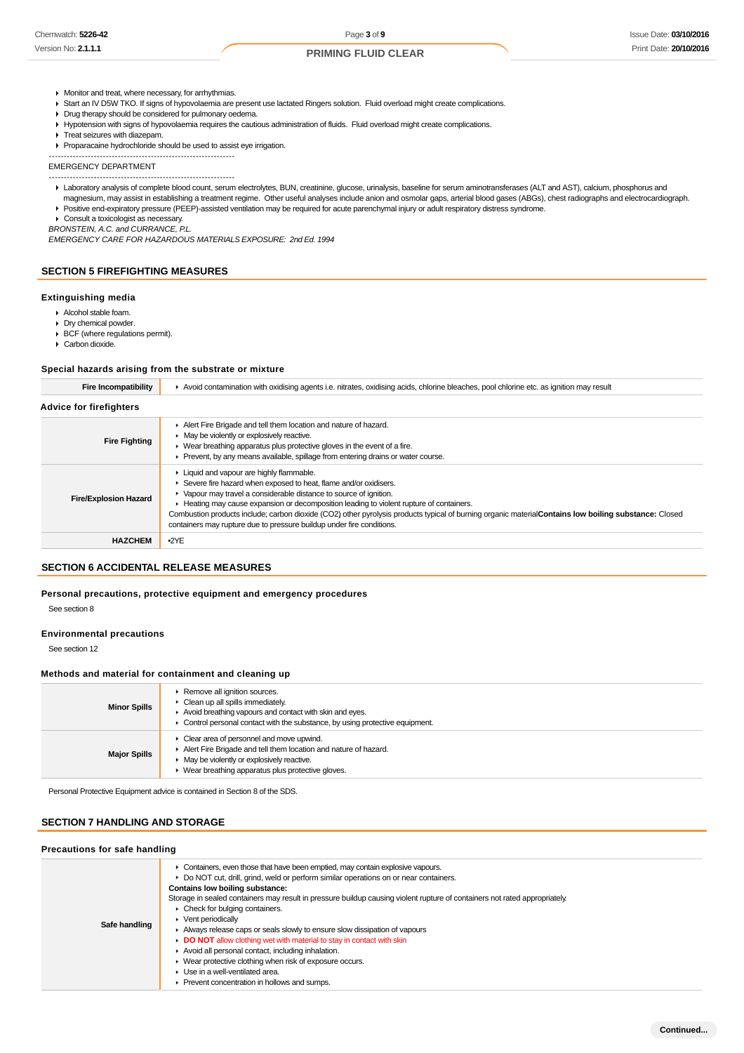- Monitor and treat, where necessary, for arrhythmias.
- Start an IV D5W TKO. If signs of hypovolaemia are present use lactated Ringers solution. Fluid overload might create complications.
- Drug therapy should be considered for pulmonary oedema.
- Hypotension with signs of hypovolaemia requires the cautious administration of fluids. Fluid overload might create complications.
- Treat seizures with diazepam.
- Proparacaine hydrochloride should be used to assist eye irrigation.

--------------------------------------------------------------

EMERGENCY DEPARTMENT

--------------------------------------------------------------

- Laboratory analysis of complete blood count, serum electrolytes, BUN, creatinine, glucose, urinalysis, baseline for serum aminotransferases (ALT and AST), calcium, phosphorus and magnesium, may assist in establishing a treatment regime. Other useful analyses include anion and osmolar gaps, arterial blood gases (ABGs), chest radiographs and electrocardiograph.
- Positive end-expiratory pressure (PEEP)-assisted ventilation may be required for acute parenchymal injury or adult respiratory distress syndrome.
- Consult a toxicologist as necessary.

*BRONSTEIN, A.C. and CURRANCE, P.L.*
*EMERGENCY CARE FOR HAZARDOUS MATERIALS EXPOSURE: 2nd Ed. 1994*

## SECTION 5 FIREFIGHTING MEASURES

### Extinguishing media

- Alcohol stable foam.
- Dry chemical powder.
- BCF (where regulations permit).
- Carbon dioxide.

### Special hazards arising from the substrate or mixture

| | |
|---|---|
| **Fire Incompatibility** | - Avoid contamination with oxidising agents i.e. nitrates, oxidising acids, chlorine bleaches, pool chlorine etc. as ignition may result |

### Advice for firefighters

| | |
|---|---|
| **Fire Fighting** | - Alert Fire Brigade and tell them location and nature of hazard.<br>- May be violently or explosively reactive.<br>- Wear breathing apparatus plus protective gloves in the event of a fire.<br>- Prevent, by any means available, spillage from entering drains or water course. |
| **Fire/Explosion Hazard** | - Liquid and vapour are highly flammable.<br>- Severe fire hazard when exposed to heat, flame and/or oxidisers.<br>- Vapour may travel a considerable distance to source of ignition.<br>- Heating may cause expansion or decomposition leading to violent rupture of containers.<br>Combustion products include; carbon dioxide ($CO_2$) other pyrolysis products typical of burning organic material**Contains low boiling substance:** Closed containers may rupture due to pressure buildup under fire conditions. |
| **HAZCHEM** | •2YE |

## SECTION 6 ACCIDENTAL RELEASE MEASURES

### Personal precautions, protective equipment and emergency procedures

See section 8

### Environmental precautions

See section 12

### Methods and material for containment and cleaning up

| | |
|---|---|
| **Minor Spills** | - Remove all ignition sources.<br>- Clean up all spills immediately.<br>- Avoid breathing vapours and contact with skin and eyes.<br>- Control personal contact with the substance, by using protective equipment. |
| **Major Spills** | - Clear area of personnel and move upwind.<br>- Alert Fire Brigade and tell them location and nature of hazard.<br>- May be violently or explosively reactive.<br>- Wear breathing apparatus plus protective gloves. |

Personal Protective Equipment advice is contained in Section 8 of the SDS.

## SECTION 7 HANDLING AND STORAGE

### Precautions for safe handling

| | |
|---|---|
| **Safe handling** | - Containers, even those that have been emptied, may contain explosive vapours.<br>- Do NOT cut, drill, grind, weld or perform similar operations on or near containers.<br>**Contains low boiling substance:**<br>Storage in sealed containers may result in pressure buildup causing violent rupture of containers not rated appropriately.<br>- Check for bulging containers.<br>- Vent periodically<br>- Always release caps or seals slowly to ensure slow dissipation of vapours<br>- **DO NOT** allow clothing wet with material to stay in contact with skin<br>- Avoid all personal contact, including inhalation.<br>- Wear protective clothing when risk of exposure occurs.<br>- Use in a well-ventilated area.<br>- Prevent concentration in hollows and sumps. |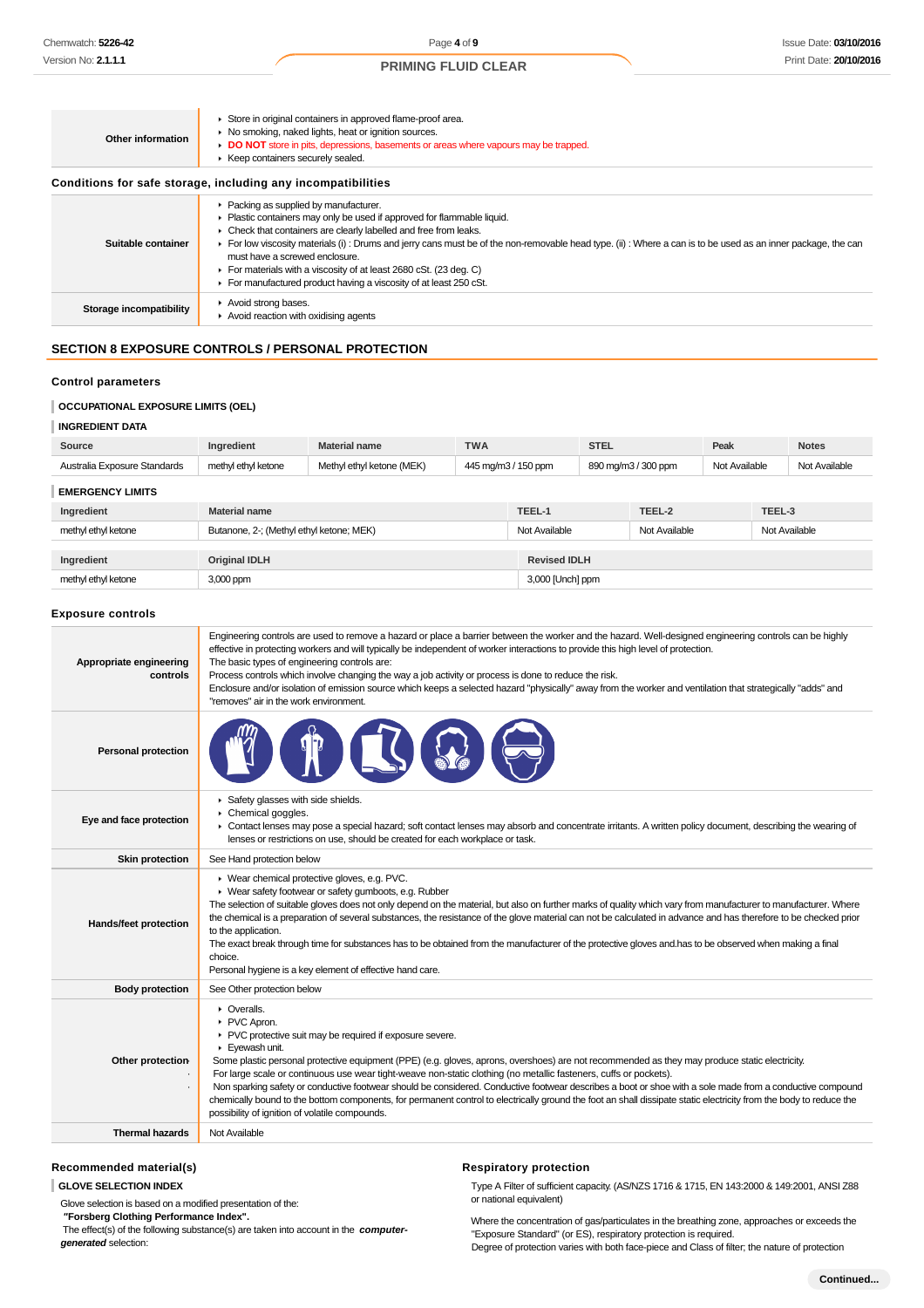| | |
|---|---|
| **Other information** | ▸ Store in original containers in approved flame-proof area.<br>▸ No smoking, naked lights, heat or ignition sources.<br>▸ **DO NOT** store in pits, depressions, basements or areas where vapours may be trapped.<br>▸ Keep containers securely sealed. |

### Conditions for safe storage, including any incompatibilities

| | |
|---|---|
| **Suitable container** | ▸ Packing as supplied by manufacturer.<br>▸ Plastic containers may only be used if approved for flammable liquid.<br>▸ Check that containers are clearly labelled and free from leaks.<br>▸ For low viscosity materials (i) : Drums and jerry cans must be of the non-removable head type. (ii) : Where a can is to be used as an inner package, the can must have a screwed enclosure.<br>▸ For materials with a viscosity of at least 2680 cSt. (23 deg. C)<br>▸ For manufactured product having a viscosity of at least 250 cSt. |
| **Storage incompatibility** | ▸ Avoid strong bases.<br>▸ Avoid reaction with oxidising agents |

## SECTION 8 EXPOSURE CONTROLS / PERSONAL PROTECTION

### Control parameters

**OCCUPATIONAL EXPOSURE LIMITS (OEL)**

**INGREDIENT DATA**

| Source | Ingredient | Material name | TWA | STEL | Peak | Notes |
|---|---|---|---|---|---|---|
| Australia Exposure Standards | methyl ethyl ketone | Methyl ethyl ketone (MEK) | 445 mg/m3 / 150 ppm | 890 mg/m3 / 300 ppm | Not Available | Not Available |

**EMERGENCY LIMITS**

| Ingredient | Material name | TEEL-1 | TEEL-2 | TEEL-3 |
|---|---|---|---|---|
| methyl ethyl ketone | Butanone, 2-; (Methyl ethyl ketone; MEK) | Not Available | Not Available | Not Available |

| Ingredient | Original IDLH | Revised IDLH |
|---|---|---|
| methyl ethyl ketone | 3,000 ppm | 3,000 [Unch] ppm |

### Exposure controls

| | |
|---|---|
| **Appropriate engineering controls** | Engineering controls are used to remove a hazard or place a barrier between the worker and the hazard. Well-designed engineering controls can be highly effective in protecting workers and will typically be independent of worker interactions to provide this high level of protection.<br>The basic types of engineering controls are:<br>Process controls which involve changing the way a job activity or process is done to reduce the risk.<br>Enclosure and/or isolation of emission source which keeps a selected hazard "physically" away from the worker and ventilation that strategically "adds" and "removes" air in the work environment. |
| **Personal protection** | |
| **Eye and face protection** | ▸ Safety glasses with side shields.<br>▸ Chemical goggles.<br>▸ Contact lenses may pose a special hazard; soft contact lenses may absorb and concentrate irritants. A written policy document, describing the wearing of lenses or restrictions on use, should be created for each workplace or task. |
| **Skin protection** | See Hand protection below |
| **Hands/feet protection** | ▸ Wear chemical protective gloves, e.g. PVC.<br>▸ Wear safety footwear or safety gumboots, e.g. Rubber<br>The selection of suitable gloves does not only depend on the material, but also on further marks of quality which vary from manufacturer to manufacturer. Where the chemical is a preparation of several substances, the resistance of the glove material can not be calculated in advance and has therefore to be checked prior to the application.<br>The exact break through time for substances has to be obtained from the manufacturer of the protective gloves and.has to be observed when making a final choice.<br>Personal hygiene is a key element of effective hand care. |
| **Body protection** | See Other protection below |
| **Other protection** | ▸ Overalls.<br>▸ PVC Apron.<br>▸ PVC protective suit may be required if exposure severe.<br>▸ Eyewash unit.<br>Some plastic personal protective equipment (PPE) (e.g. gloves, aprons, overshoes) are not recommended as they may produce static electricity.<br>For large scale or continuous use wear tight-weave non-static clothing (no metallic fasteners, cuffs or pockets).<br>Non sparking safety or conductive footwear should be considered. Conductive footwear describes a boot or shoe with a sole made from a conductive compound chemically bound to the bottom components, for permanent control to electrically ground the foot an shall dissipate static electricity from the body to reduce the possibility of ignition of volatile compounds. |
| **Thermal hazards** | Not Available |

### Recommended material(s)

**GLOVE SELECTION INDEX**

Glove selection is based on a modified presentation of the:
**"Forsberg Clothing Performance Index".**
The effect(s) of the following substance(s) are taken into account in the ***computer-generated*** selection:

### Respiratory protection

Type A Filter of sufficient capacity. (AS/NZS 1716 & 1715, EN 143:2000 & 149:2001, ANSI Z88 or national equivalent)

Where the concentration of gas/particulates in the breathing zone, approaches or exceeds the "Exposure Standard" (or ES), respiratory protection is required.
Degree of protection varies with both face-piece and Class of filter; the nature of protection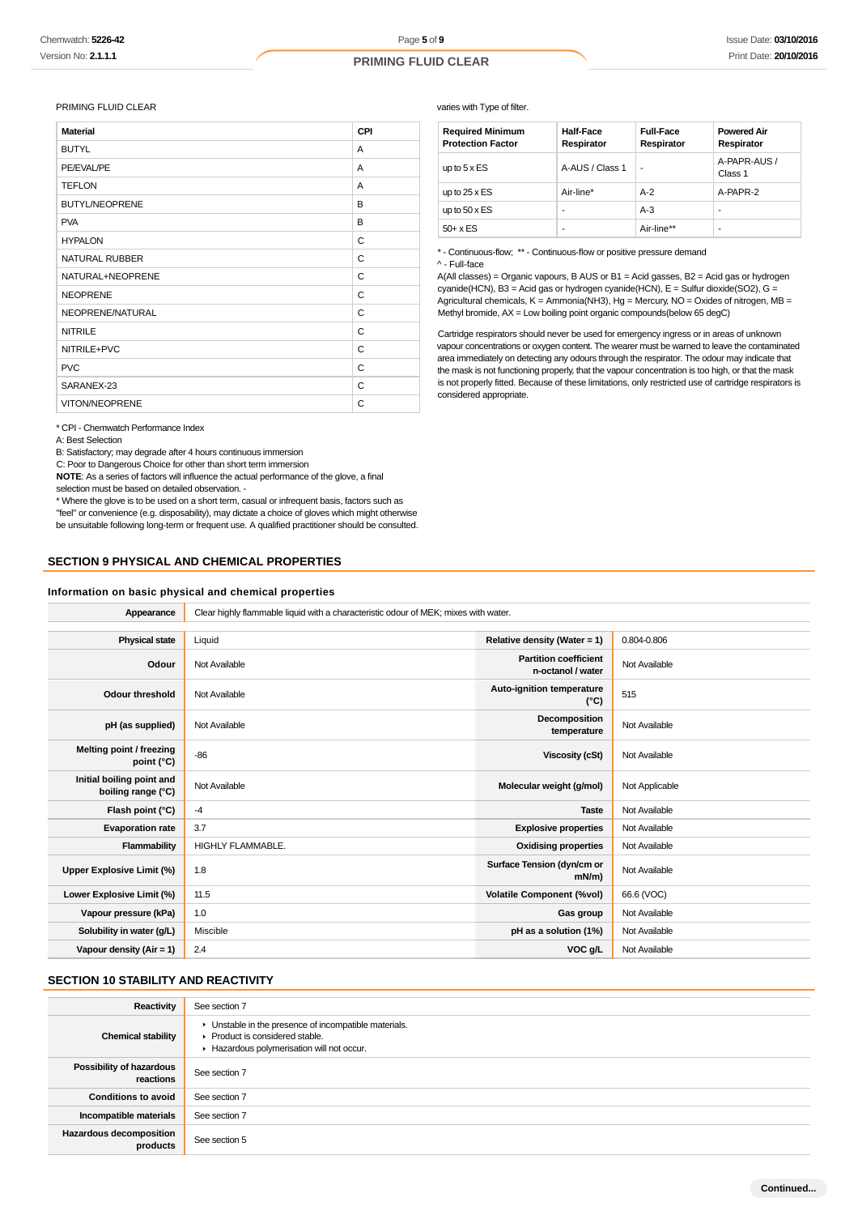PRIMING FLUID CLEAR

| Material | CPI |
|---|---|
| BUTYL | A |
| PE/EVAL/PE | A |
| TEFLON | A |
| BUTYL/NEOPRENE | B |
| PVA | B |
| HYPALON | C |
| NATURAL RUBBER | C |
| NATURAL+NEOPRENE | C |
| NEOPRENE | C |
| NEOPRENE/NATURAL | C |
| NITRILE | C |
| NITRILE+PVC | C |
| PVC | C |
| SARANEX-23 | C |
| VITON/NEOPRENE | C |

* CPI - Chemwatch Performance Index
A: Best Selection
B: Satisfactory; may degrade after 4 hours continuous immersion
C: Poor to Dangerous Choice for other than short term immersion
**NOTE**: As a series of factors will influence the actual performance of the glove, a final selection must be based on detailed observation. -
* Where the glove is to be used on a short term, casual or infrequent basis, factors such as "feel" or convenience (e.g. disposability), may dictate a choice of gloves which might otherwise be unsuitable following long-term or frequent use. A qualified practitioner should be consulted.

varies with Type of filter.

| Required Minimum Protection Factor | Half-Face Respirator | Full-Face Respirator | Powered Air Respirator |
|---|---|---|---|
| up to 5 x ES | A-AUS / Class 1 | - | A-PAPR-AUS / Class 1 |
| up to 25 x ES | Air-line* | A-2 | A-PAPR-2 |
| up to 50 x ES | - | A-3 | - |
| 50+ x ES | - | Air-line** | - |

* - Continuous-flow; ** - Continuous-flow or positive pressure demand
^ - Full-face
A(All classes) = Organic vapours, B AUS or B1 = Acid gasses, B2 = Acid gas or hydrogen cyanide(HCN), B3 = Acid gas or hydrogen cyanide(HCN), E = Sulfur dioxide(SO2), G = Agricultural chemicals, K = Ammonia(NH3), Hg = Mercury, NO = Oxides of nitrogen, MB = Methyl bromide, AX = Low boiling point organic compounds(below 65 degC)

Cartridge respirators should never be used for emergency ingress or in areas of unknown vapour concentrations or oxygen content. The wearer must be warned to leave the contaminated area immediately on detecting any odours through the respirator. The odour may indicate that the mask is not functioning properly, that the vapour concentration is too high, or that the mask is not properly fitted. Because of these limitations, only restricted use of cartridge respirators is considered appropriate.

## SECTION 9 PHYSICAL AND CHEMICAL PROPERTIES

### Information on basic physical and chemical properties

| Appearance | Clear highly flammable liquid with a characteristic odour of MEK; mixes with water. | | |
|---|---|---|---|
| Physical state | Liquid | Relative density (Water = 1) | 0.804-0.806 |
| Odour | Not Available | Partition coefficient n-octanol / water | Not Available |
| Odour threshold | Not Available | Auto-ignition temperature (°C) | 515 |
| pH (as supplied) | Not Available | Decomposition temperature | Not Available |
| Melting point / freezing point (°C) | -86 | Viscosity (cSt) | Not Available |
| Initial boiling point and boiling range (°C) | Not Available | Molecular weight (g/mol) | Not Applicable |
| Flash point (°C) | -4 | Taste | Not Available |
| Evaporation rate | 3.7 | Explosive properties | Not Available |
| Flammability | HIGHLY FLAMMABLE. | Oxidising properties | Not Available |
| Upper Explosive Limit (%) | 1.8 | Surface Tension (dyn/cm or mN/m) | Not Available |
| Lower Explosive Limit (%) | 11.5 | Volatile Component (%vol) | 66.6 (VOC) |
| Vapour pressure (kPa) | 1.0 | Gas group | Not Available |
| Solubility in water (g/L) | Miscible | pH as a solution (1%) | Not Available |
| Vapour density (Air = 1) | 2.4 | VOC g/L | Not Available |

## SECTION 10 STABILITY AND REACTIVITY

| Reactivity | See section 7 |
|---|---|
| Chemical stability | ▸ Unstable in the presence of incompatible materials.<br>▸ Product is considered stable.<br>▸ Hazardous polymerisation will not occur. |
| Possibility of hazardous reactions | See section 7 |
| Conditions to avoid | See section 7 |
| Incompatible materials | See section 7 |
| Hazardous decomposition products | See section 5 |

Continued...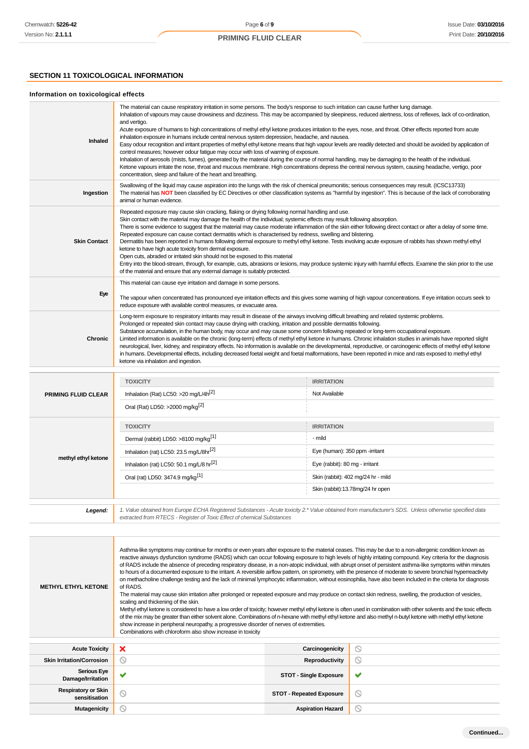## SECTION 11 TOXICOLOGICAL INFORMATION

### Information on toxicological effects

| | |
|---|---|
| **Inhaled** | The material can cause respiratory irritation in some persons. The body's response to such irritation can cause further lung damage.<br>Inhalation of vapours may cause drowsiness and dizziness. This may be accompanied by sleepiness, reduced alertness, loss of reflexes, lack of co-ordination, and vertigo.<br>Acute exposure of humans to high concentrations of methyl ethyl ketone produces irritation to the eyes, nose, and throat. Other effects reported from acute inhalation exposure in humans include central nervous system depression, headache, and nausea.<br>Easy odour recognition and irritant properties of methyl ethyl ketone means that high vapour levels are readily detected and should be avoided by application of control measures; however odour fatigue may occur with loss of warning of exposure.<br>Inhalation of aerosols (mists, fumes), generated by the material during the course of normal handling, may be damaging to the health of the individual.<br>Ketone vapours irritate the nose, throat and mucous membrane. High concentrations depress the central nervous system, causing headache, vertigo, poor concentration, sleep and failure of the heart and breathing. |
| **Ingestion** | Swallowing of the liquid may cause aspiration into the lungs with the risk of chemical pneumonitis; serious consequences may result. (ICSC13733)<br>The material has **NOT** been classified by EC Directives or other classification systems as "harmful by ingestion". This is because of the lack of corroborating animal or human evidence. |
| **Skin Contact** | Repeated exposure may cause skin cracking, flaking or drying following normal handling and use.<br>Skin contact with the material may damage the health of the individual; systemic effects may result following absorption.<br>There is some evidence to suggest that the material may cause moderate inflammation of the skin either following direct contact or after a delay of some time. Repeated exposure can cause contact dermatitis which is characterised by redness, swelling and blistering.<br>Dermatitis has been reported in humans following dermal exposure to methyl ethyl ketone. Tests involving acute exposure of rabbits has shown methyl ethyl ketone to have high acute toxicity from dermal exposure.<br>Open cuts, abraded or irritated skin should not be exposed to this material<br>Entry into the blood-stream, through, for example, cuts, abrasions or lesions, may produce systemic injury with harmful effects. Examine the skin prior to the use of the material and ensure that any external damage is suitably protected. |
| **Eye** | This material can cause eye irritation and damage in some persons.<br><br>The vapour when concentrated has pronounced eye irritation effects and this gives some warning of high vapour concentrations. If eye irritation occurs seek to reduce exposure with available control measures, or evacuate area. |
| **Chronic** | Long-term exposure to respiratory irritants may result in disease of the airways involving difficult breathing and related systemic problems.<br>Prolonged or repeated skin contact may cause drying with cracking, irritation and possible dermatitis following.<br>Substance accumulation, in the human body, may occur and may cause some concern following repeated or long-term occupational exposure.<br>Limited information is available on the chronic (long-term) effects of methyl ethyl ketone in humans. Chronic inhalation studies in animals have reported slight neurological, liver, kidney, and respiratory effects. No information is available on the developmental, reproductive, or carcinogenic effects of methyl ethyl ketone in humans. Developmental effects, including decreased foetal weight and foetal malformations, have been reported in mice and rats exposed to methyl ethyl ketone via inhalation and ingestion. |

| | TOXICITY | IRRITATION |
|---|---|---|
| **PRIMING FLUID CLEAR** | Inhalation (Rat) LC50: >20 mg/L/4h[2] | Not Available |
| | Oral (Rat) LD50: >2000 mg/kg[2] | |
| **methyl ethyl ketone** | Dermal (rabbit) LD50: >8100 mg/kg[1] | - mild |
| | Inhalation (rat) LC50: 23.5 mg/L/8hr[2] | Eye (human): 350 ppm -irritant |
| | Inhalation (rat) LC50: 50.1 mg/L/8 hr[2] | Eye (rabbit): 80 mg - irritant |
| | Oral (rat) LD50: 3474.9 mg/kg[1] | Skin (rabbit): 402 mg/24 hr - mild |
| | | Skin (rabbit):13.78mg/24 hr open |

***Legend:*** *1. Value obtained from Europe ECHA Registered Substances - Acute toxicity 2.* Value obtained from manufacturer's SDS. Unless otherwise specified data extracted from RTECS - Register of Toxic Effect of chemical Substances*

| | |
|---|---|
| **METHYL ETHYL KETONE** | Asthma-like symptoms may continue for months or even years after exposure to the material ceases. This may be due to a non-allergenic condition known as reactive airways dysfunction syndrome (RADS) which can occur following exposure to high levels of highly irritating compound. Key criteria for the diagnosis of RADS include the absence of preceding respiratory disease, in a non-atopic individual, with abrupt onset of persistent asthma-like symptoms within minutes to hours of a documented exposure to the irritant. A reversible airflow pattern, on spirometry, with the presence of moderate to severe bronchial hyperreactivity on methacholine challenge testing and the lack of minimal lymphocytic inflammation, without eosinophilia, have also been included in the criteria for diagnosis of RADS.<br>The material may cause skin irritation after prolonged or repeated exposure and may produce on contact skin redness, swelling, the production of vesicles, scaling and thickening of the skin.<br>Methyl ethyl ketone is considered to have a low order of toxicity; however methyl ethyl ketone is often used in combination with other solvents and the toxic effects of the mix may be greater than either solvent alone. Combinations of n-hexane with methyl ethyl ketone and also methyl n-butyl ketone with methyl ethyl ketone show increase in peripheral neuropathy, a progressive disorder of nerves of extremities.<br>Combinations with chloroform also show increase in toxicity |

| | | | |
|---|---|---|---|
| **Acute Toxicity** | ✘ | **Carcinogenicity** | ⃠ |
| **Skin Irritation/Corrosion** | ⃠ | **Reproductivity** | ⃠ |
| **Serious Eye Damage/Irritation** | ✔ | **STOT - Single Exposure** | ✔ |
| **Respiratory or Skin sensitisation** | ⃠ | **STOT - Repeated Exposure** | ⃠ |
| **Mutagenicity** | ⃠ | **Aspiration Hazard** | ⃠ |

**Continued...**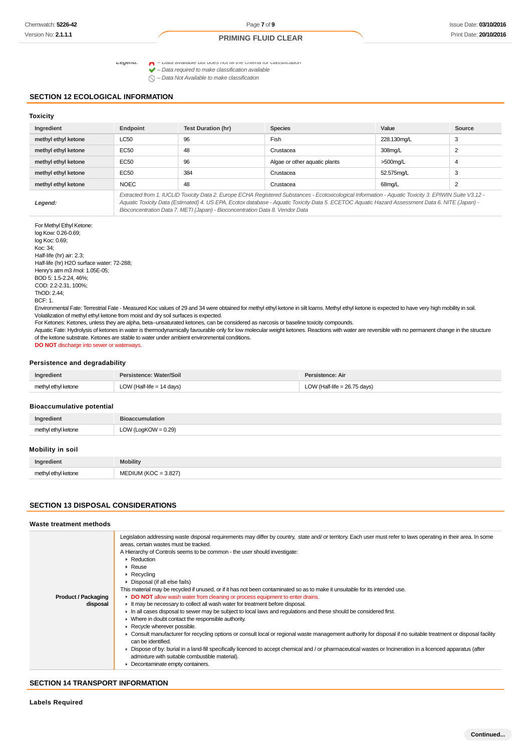**Legend:** – Data available but does not fill the criteria for classification
– Data required to make classification available
– Data Not Available to make classification

## SECTION 12 ECOLOGICAL INFORMATION

### Toxicity

| Ingredient | Endpoint | Test Duration (hr) | Species | Value | Source |
|---|---|---|---|---|---|
| **methyl ethyl ketone** | LC50 | 96 | Fish | 228.130mg/L | 3 |
| **methyl ethyl ketone** | EC50 | 48 | Crustacea | 308mg/L | 2 |
| **methyl ethyl ketone** | EC50 | 96 | Algae or other aquatic plants | >500mg/L | 4 |
| **methyl ethyl ketone** | EC50 | 384 | Crustacea | 52.575mg/L | 3 |
| **methyl ethyl ketone** | NOEC | 48 | Crustacea | 68mg/L | 2 |
| ***Legend:*** | *Extracted from 1. IUCLID Toxicity Data 2. Europe ECHA Registered Substances - Ecotoxicological Information - Aquatic Toxicity 3. EPIWIN Suite V3.12 - Aquatic Toxicity Data (Estimated) 4. US EPA, Ecotox database - Aquatic Toxicity Data 5. ECETOC Aquatic Hazard Assessment Data 6. NITE (Japan) - Bioconcentration Data 7. METI (Japan) - Bioconcentration Data 8. Vendor Data* | | | | |

For Methyl Ethyl Ketone:
log Kow: 0.26-0.69;
log Koc: 0.69;
Koc: 34;
Half-life (hr) air: 2.3;
Half-life (hr) H2O surface water: 72-288;
Henry's atm m3 /mol: 1.05E-05;
BOD 5: 1.5-2.24, 46%;
COD: 2.2-2.31, 100%;
ThOD: 2.44;
BCF: 1.
Environmental Fate: Terrestrial Fate - Measured Koc values of 29 and 34 were obtained for methyl ethyl ketone in silt loams. Methyl ethyl ketone is expected to have very high mobility in soil. Volatilization of methyl ethyl ketone from moist and dry soil surfaces is expected.
For Ketones: Ketones, unless they are alpha, beta--unsaturated ketones, can be considered as narcosis or baseline toxicity compounds.
Aquatic Fate: Hydrolysis of ketones in water is thermodynamically favourable only for low molecular weight ketones. Reactions with water are reversible with no permanent change in the structure of the ketone substrate. Ketones are stable to water under ambient environmental conditions.
**DO NOT** discharge into sewer or waterways.

### Persistence and degradability

| Ingredient | Persistence: Water/Soil | Persistence: Air |
|---|---|---|
| methyl ethyl ketone | LOW (Half-life = 14 days) | LOW (Half-life = 26.75 days) |

### Bioaccumulative potential

| Ingredient | Bioaccumulation |
|---|---|
| methyl ethyl ketone | LOW (LogKOW = 0.29) |

### Mobility in soil

| Ingredient | Mobility |
|---|---|
| methyl ethyl ketone | MEDIUM (KOC = 3.827) |

## SECTION 13 DISPOSAL CONSIDERATIONS

### Waste treatment methods

| | |
|---|---|
| **Product / Packaging disposal** | Legislation addressing waste disposal requirements may differ by country, state and/ or territory. Each user must refer to laws operating in their area. In some areas, certain wastes must be tracked.<br>A Hierarchy of Controls seems to be common - the user should investigate:<br>▸ Reduction<br>▸ Reuse<br>▸ Recycling<br>▸ Disposal (if all else fails)<br>This material may be recycled if unused, or if it has not been contaminated so as to make it unsuitable for its intended use.<br>▸ **DO NOT** allow wash water from cleaning or process equipment to enter drains.<br>▸ It may be necessary to collect all wash water for treatment before disposal.<br>▸ In all cases disposal to sewer may be subject to local laws and regulations and these should be considered first.<br>▸ Where in doubt contact the responsible authority.<br>▸ Recycle wherever possible.<br>▸ Consult manufacturer for recycling options or consult local or regional waste management authority for disposal if no suitable treatment or disposal facility can be identified.<br>▸ Dispose of by: burial in a land-fill specifically licenced to accept chemical and / or pharmaceutical wastes or Incineration in a licenced apparatus (after admixture with suitable combustible material).<br>▸ Decontaminate empty containers. |

## SECTION 14 TRANSPORT INFORMATION

### Labels Required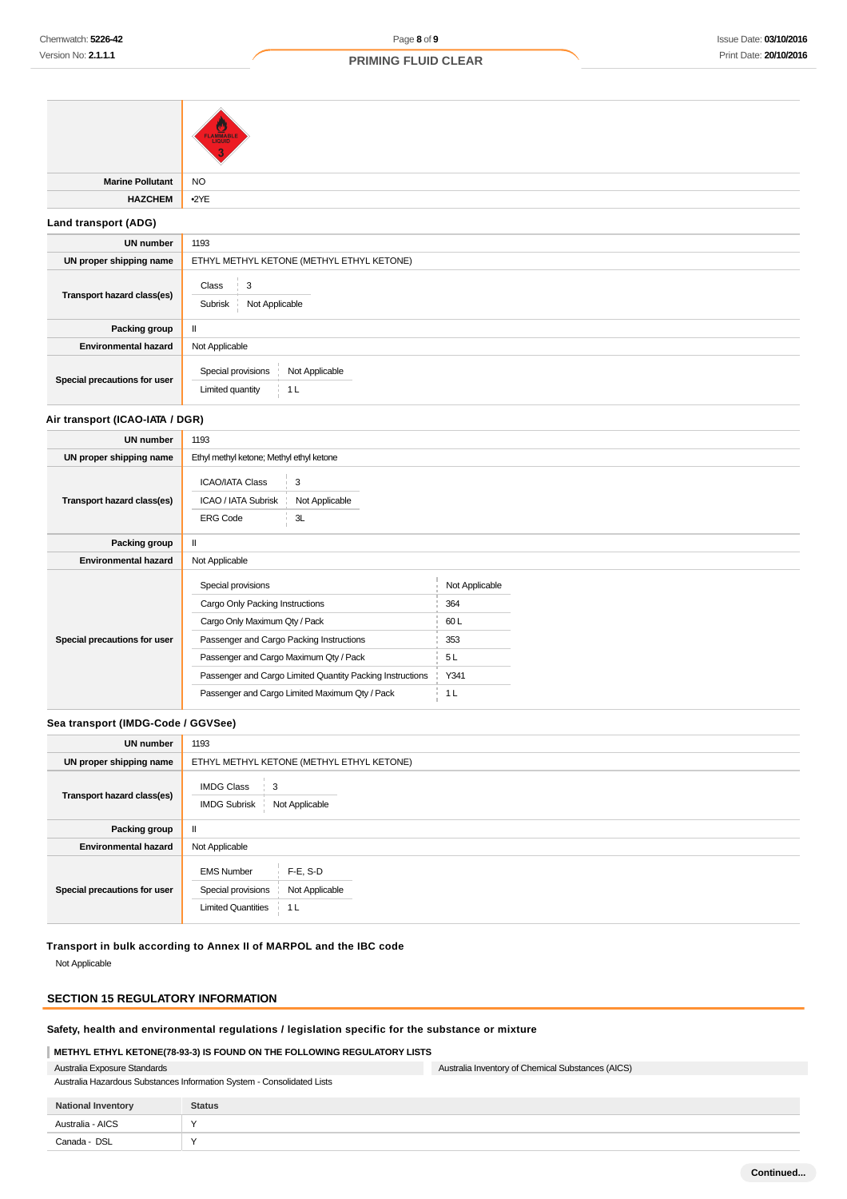| | |
|---|---|
| | |
| **Marine Pollutant** | NO |
| **HAZCHEM** | •2YE |

### Land transport (ADG)

| | |
|---|---|
| **UN number** | 1193 |
| **UN proper shipping name** | ETHYL METHYL KETONE (METHYL ETHYL KETONE) |
| **Transport hazard class(es)** | Class: 3<br>Subrisk: Not Applicable |
| **Packing group** | II |
| **Environmental hazard** | Not Applicable |
| **Special precautions for user** | Special provisions: Not Applicable<br>Limited quantity: 1 L |

### Air transport (ICAO-IATA / DGR)

| | |
|---|---|
| **UN number** | 1193 |
| **UN proper shipping name** | Ethyl methyl ketone; Methyl ethyl ketone |
| **Transport hazard class(es)** | ICAO/IATA Class: 3<br>ICAO / IATA Subrisk: Not Applicable<br>ERG Code: 3L |
| **Packing group** | II |
| **Environmental hazard** | Not Applicable |
| **Special precautions for user** | Special provisions: Not Applicable<br>Cargo Only Packing Instructions: 364<br>Cargo Only Maximum Qty / Pack: 60 L<br>Passenger and Cargo Packing Instructions: 353<br>Passenger and Cargo Maximum Qty / Pack: 5 L<br>Passenger and Cargo Limited Quantity Packing Instructions: Y341<br>Passenger and Cargo Limited Maximum Qty / Pack: 1 L |

### Sea transport (IMDG-Code / GGVSee)

| | |
|---|---|
| **UN number** | 1193 |
| **UN proper shipping name** | ETHYL METHYL KETONE (METHYL ETHYL KETONE) |
| **Transport hazard class(es)** | IMDG Class: 3<br>IMDG Subrisk: Not Applicable |
| **Packing group** | II |
| **Environmental hazard** | Not Applicable |
| **Special precautions for user** | EMS Number: F-E, S-D<br>Special provisions: Not Applicable<br>Limited Quantities: 1 L |

### Transport in bulk according to Annex II of MARPOL and the IBC code

Not Applicable

## SECTION 15 REGULATORY INFORMATION

### Safety, health and environmental regulations / legislation specific for the substance or mixture

**METHYL ETHYL KETONE(78-93-3) IS FOUND ON THE FOLLOWING REGULATORY LISTS**

Australia Exposure Standards

Australia Hazardous Substances Information System - Consolidated Lists

Australia Inventory of Chemical Substances (AICS)

| National Inventory | Status |
|---|---|
| Australia - AICS | Y |
| Canada - DSL | Y |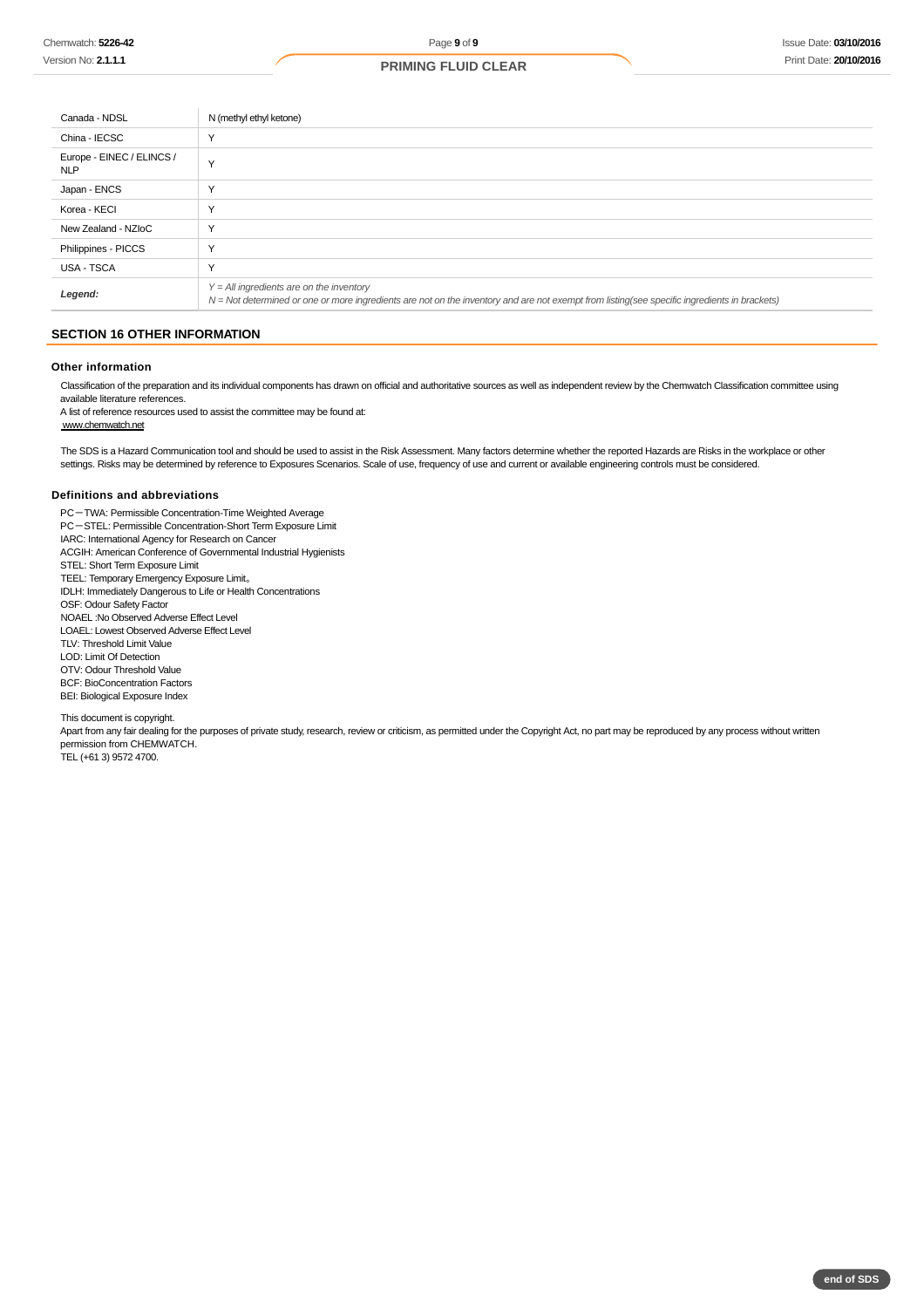| | |
|---|---|
| Canada - NDSL | N (methyl ethyl ketone) |
| China - IECSC | Y |
| Europe - EINEC / ELINCS / NLP | Y |
| Japan - ENCS | Y |
| Korea - KECI | Y |
| New Zealand - NZIoC | Y |
| Philippines - PICCS | Y |
| USA - TSCA | Y |
| ***Legend:*** | *Y = All ingredients are on the inventory*<br>*N = Not determined or one or more ingredients are not on the inventory and are not exempt from listing(see specific ingredients in brackets)* |

## SECTION 16 OTHER INFORMATION

### Other information

Classification of the preparation and its individual components has drawn on official and authoritative sources as well as independent review by the Chemwatch Classification committee using available literature references.

A list of reference resources used to assist the committee may be found at:

www.chemwatch.net

The SDS is a Hazard Communication tool and should be used to assist in the Risk Assessment. Many factors determine whether the reported Hazards are Risks in the workplace or other settings. Risks may be determined by reference to Exposures Scenarios. Scale of use, frequency of use and current or available engineering controls must be considered.

### Definitions and abbreviations

PC－TWA: Permissible Concentration-Time Weighted Average
PC－STEL: Permissible Concentration-Short Term Exposure Limit
IARC: International Agency for Research on Cancer
ACGIH: American Conference of Governmental Industrial Hygienists
STEL: Short Term Exposure Limit
TEEL: Temporary Emergency Exposure Limit。
IDLH: Immediately Dangerous to Life or Health Concentrations
OSF: Odour Safety Factor
NOAEL :No Observed Adverse Effect Level
LOAEL: Lowest Observed Adverse Effect Level
TLV: Threshold Limit Value
LOD: Limit Of Detection
OTV: Odour Threshold Value
BCF: BioConcentration Factors
BEI: Biological Exposure Index

This document is copyright.
Apart from any fair dealing for the purposes of private study, research, review or criticism, as permitted under the Copyright Act, no part may be reproduced by any process without written permission from CHEMWATCH.
TEL (+61 3) 9572 4700.

end of SDS